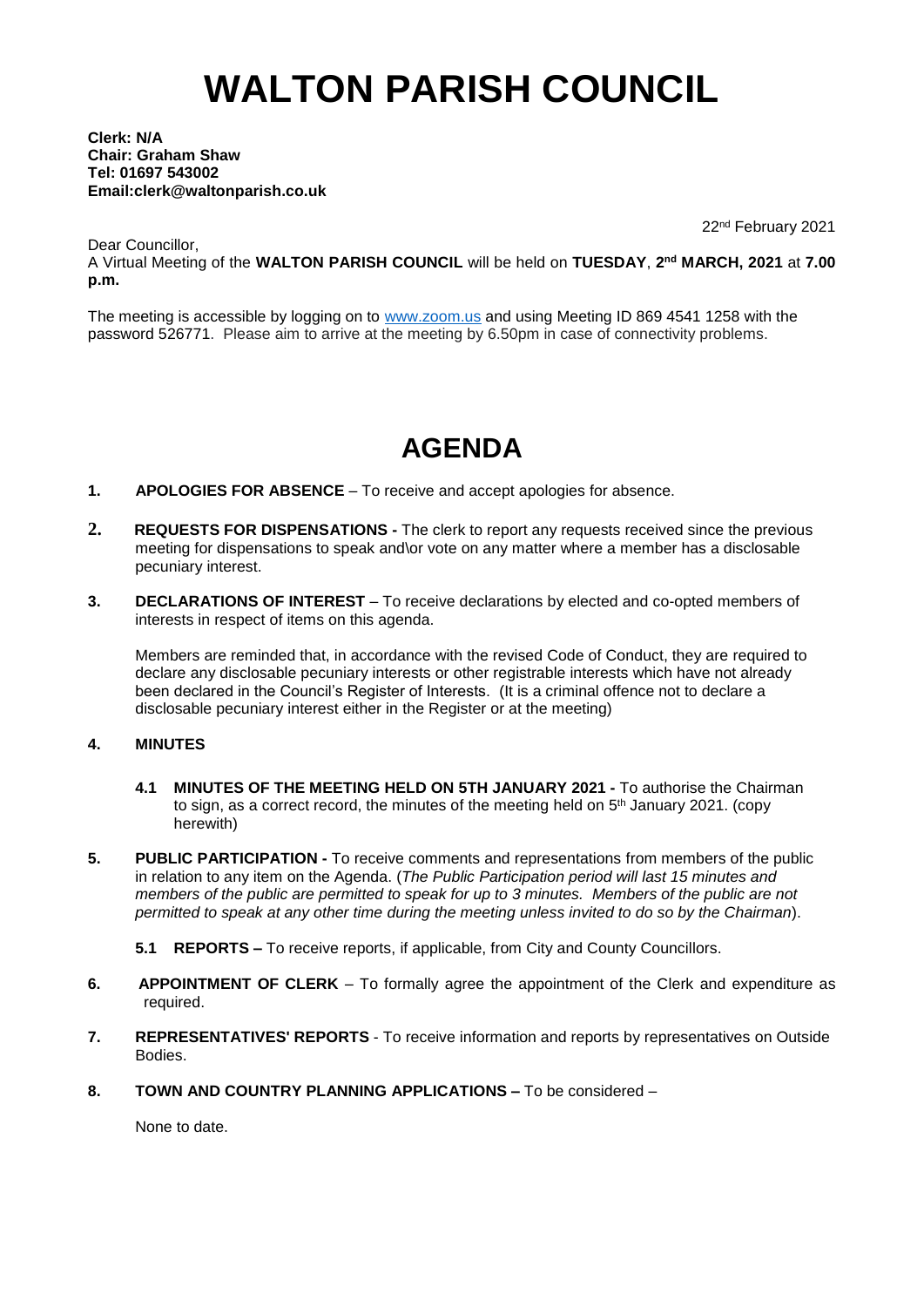# WALTON PARISH COUNCIL

**Clerk: N/A**
**Chair: Graham Shaw**
**Tel: 01697 543002**
**Email:clerk@waltonparish.co.uk**

22nd February 2021

Dear Councillor,
A Virtual Meeting of the **WALTON PARISH COUNCIL** will be held on **TUESDAY**, **2nd MARCH, 2021** at **7.00 p.m.**

The meeting is accessible by logging on to [www.zoom.us](http://www.zoom.us) and using Meeting ID 869 4541 1258 with the password 526771. Please aim to arrive at the meeting by 6.50pm in case of connectivity problems.

## AGENDA

**1. APOLOGIES FOR ABSENCE** – To receive and accept apologies for absence.

**2. REQUESTS FOR DISPENSATIONS -** The clerk to report any requests received since the previous meeting for dispensations to speak and\or vote on any matter where a member has a disclosable pecuniary interest.

**3. DECLARATIONS OF INTEREST** – To receive declarations by elected and co-opted members of interests in respect of items on this agenda.

Members are reminded that, in accordance with the revised Code of Conduct, they are required to declare any disclosable pecuniary interests or other registrable interests which have not already been declared in the Council's Register of Interests. (It is a criminal offence not to declare a disclosable pecuniary interest either in the Register or at the meeting)

**4. MINUTES**

**4.1 MINUTES OF THE MEETING HELD ON 5TH JANUARY 2021 -** To authorise the Chairman to sign, as a correct record, the minutes of the meeting held on 5th January 2021. (copy herewith)

**5. PUBLIC PARTICIPATION -** To receive comments and representations from members of the public in relation to any item on the Agenda. (*The Public Participation period will last 15 minutes and members of the public are permitted to speak for up to 3 minutes. Members of the public are not permitted to speak at any other time during the meeting unless invited to do so by the Chairman*).

**5.1 REPORTS –** To receive reports, if applicable, from City and County Councillors.

**6. APPOINTMENT OF CLERK** – To formally agree the appointment of the Clerk and expenditure as required.

**7. REPRESENTATIVES' REPORTS** - To receive information and reports by representatives on Outside Bodies.

**8. TOWN AND COUNTRY PLANNING APPLICATIONS –** To be considered –

None to date.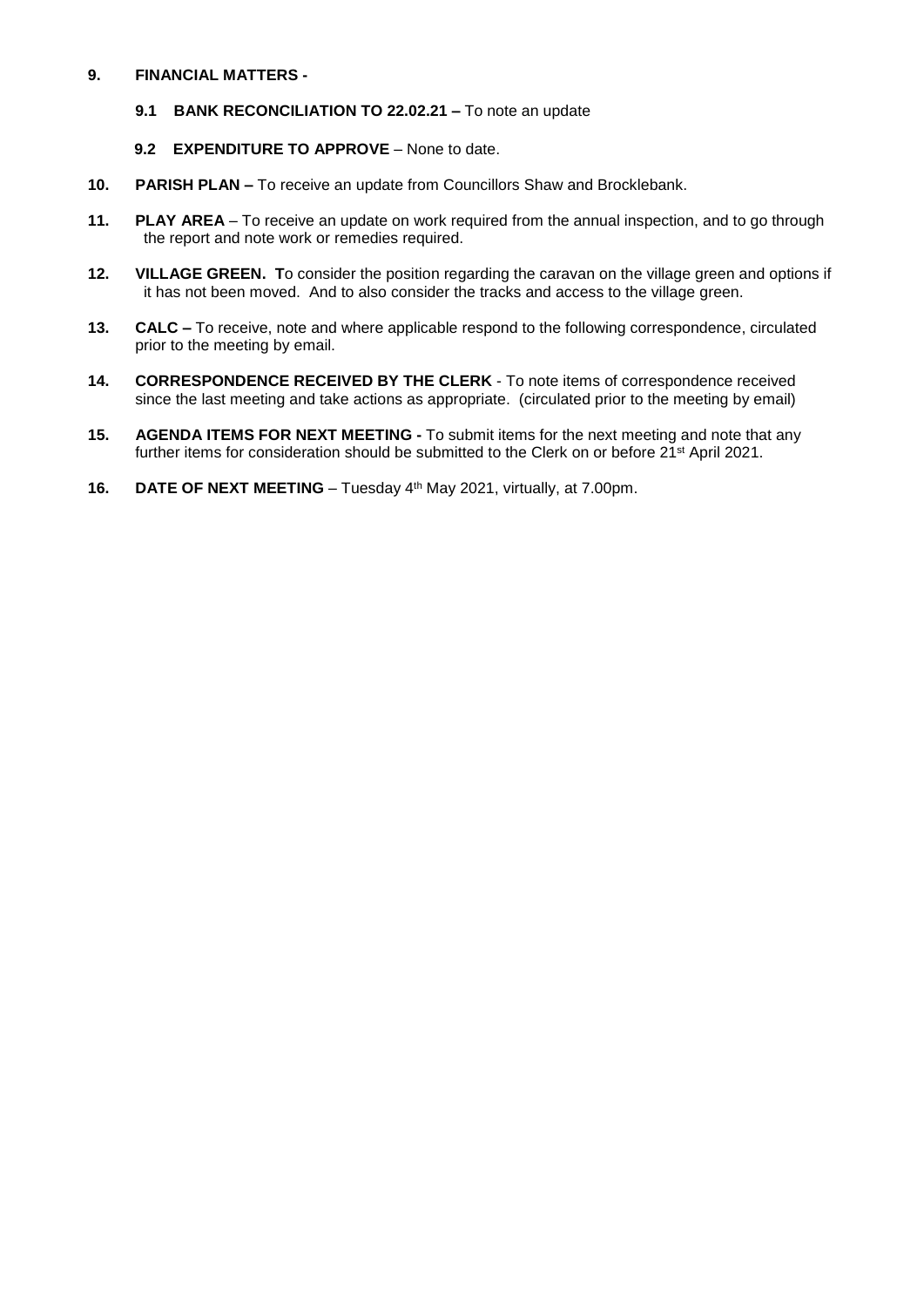**9. FINANCIAL MATTERS -**

**9.1 BANK RECONCILIATION TO 22.02.21 –** To note an update

**9.2 EXPENDITURE TO APPROVE** – None to date.

**10. PARISH PLAN –** To receive an update from Councillors Shaw and Brocklebank.

**11. PLAY AREA** – To receive an update on work required from the annual inspection, and to go through the report and note work or remedies required.

**12. VILLAGE GREEN. T**o consider the position regarding the caravan on the village green and options if it has not been moved. And to also consider the tracks and access to the village green.

**13. CALC –** To receive, note and where applicable respond to the following correspondence, circulated prior to the meeting by email.

**14. CORRESPONDENCE RECEIVED BY THE CLERK** - To note items of correspondence received since the last meeting and take actions as appropriate. (circulated prior to the meeting by email)

**15. AGENDA ITEMS FOR NEXT MEETING -** To submit items for the next meeting and note that any further items for consideration should be submitted to the Clerk on or before 21st April 2021.

**16. DATE OF NEXT MEETING** – Tuesday 4th May 2021, virtually, at 7.00pm.